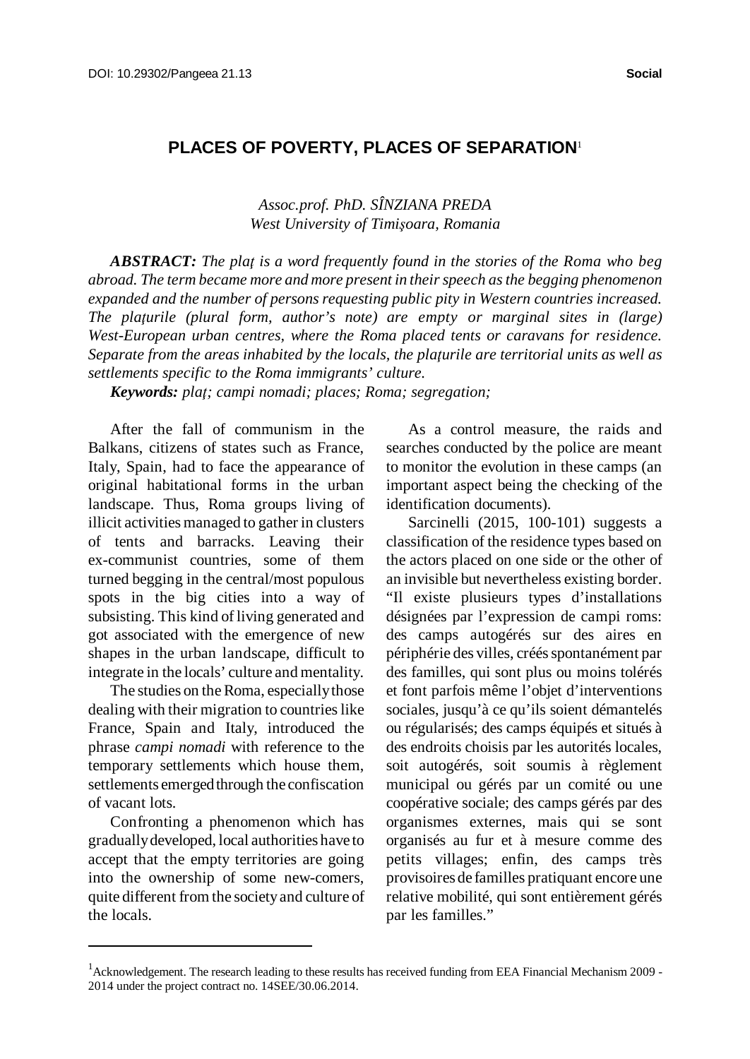DOI: 10.29302/Pangeea 21.13

**Social**

# PLACES OF POVERTY, PLACES OF SEPARATION[1]

*Assoc.prof. PhD. SÎNZIANA PREDA*
*West University of Timişoara, Romania*

***ABSTRACT:*** *The plaţ is a word frequently found in the stories of the Roma who beg abroad. The term became more and more present in their speech as the begging phenomenon expanded and the number of persons requesting public pity in Western countries increased. The plaţurile (plural form, author's note) are empty or marginal sites in (large) West-European urban centres, where the Roma placed tents or caravans for residence. Separate from the areas inhabited by the locals, the plaţurile are territorial units as well as settlements specific to the Roma immigrants' culture.*

***Keywords:*** *plaţ; campi nomadi; places; Roma; segregation;*

After the fall of communism in the Balkans, citizens of states such as France, Italy, Spain, had to face the appearance of original habitational forms in the urban landscape. Thus, Roma groups living of illicit activities managed to gather in clusters of tents and barracks. Leaving their ex-communist countries, some of them turned begging in the central/most populous spots in the big cities into a way of subsisting. This kind of living generated and got associated with the emergence of new shapes in the urban landscape, difficult to integrate in the locals' culture and mentality.

The studies on the Roma, especially those dealing with their migration to countries like France, Spain and Italy, introduced the phrase *campi nomadi* with reference to the temporary settlements which house them, settlements emerged through the confiscation of vacant lots.

Confronting a phenomenon which has gradually developed, local authorities have to accept that the empty territories are going into the ownership of some new-comers, quite different from the society and culture of the locals.

As a control measure, the raids and searches conducted by the police are meant to monitor the evolution in these camps (an important aspect being the checking of the identification documents).

Sarcinelli (2015, 100-101) suggests a classification of the residence types based on the actors placed on one side or the other of an invisible but nevertheless existing border. "Il existe plusieurs types d'installations désignées par l'expression de campi roms: des camps autogérés sur des aires en périphérie des villes, créés spontanément par des familles, qui sont plus ou moins tolérés et font parfois même l'objet d'interventions sociales, jusqu'à ce qu'ils soient démantelés ou régularisés; des camps équipés et situés à des endroits choisis par les autorités locales, soit autogérés, soit soumis à règlement municipal ou gérés par un comité ou une coopérative sociale; des camps gérés par des organismes externes, mais qui se sont organisés au fur et à mesure comme des petits villages; enfin, des camps très provisoires de familles pratiquant encore une relative mobilité, qui sont entièrement gérés par les familles."

---

[1] Acknowledgement. The research leading to these results has received funding from EEA Financial Mechanism 2009 - 2014 under the project contract no. 14SEE/30.06.2014.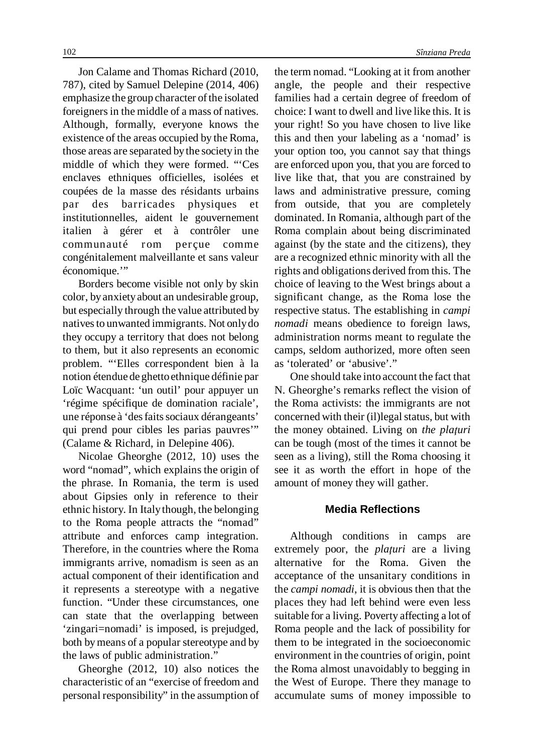Jon Calame and Thomas Richard (2010, 787), cited by Samuel Delepine (2014, 406) emphasize the group character of the isolated foreigners in the middle of a mass of natives. Although, formally, everyone knows the existence of the areas occupied by the Roma, those areas are separated by the society in the middle of which they were formed. "'Ces enclaves ethniques officielles, isolées et coupées de la masse des résidants urbains par des barricades physiques et institutionnelles, aident le gouvernement italien à gérer et à contrôler une communauté rom perçue comme congénitalement malveillante et sans valeur économique.'"

Borders become visible not only by skin color, by anxiety about an undesirable group, but especially through the value attributed by natives to unwanted immigrants. Not only do they occupy a territory that does not belong to them, but it also represents an economic problem. "'Elles correspondent bien à la notion étendue de ghetto ethnique définie par Loïc Wacquant: 'un outil' pour appuyer un 'régime spécifique de domination raciale', une réponse à 'des faits sociaux dérangeants' qui prend pour cibles les parias pauvres'" (Calame & Richard, in Delepine 406).

Nicolae Gheorghe (2012, 10) uses the word "nomad", which explains the origin of the phrase. In Romania, the term is used about Gipsies only in reference to their ethnic history. In Italy though, the belonging to the Roma people attracts the "nomad" attribute and enforces camp integration. Therefore, in the countries where the Roma immigrants arrive, nomadism is seen as an actual component of their identification and it represents a stereotype with a negative function. "Under these circumstances, one can state that the overlapping between 'zingari=nomadi' is imposed, is prejudged, both by means of a popular stereotype and by the laws of public administration."

Gheorghe (2012, 10) also notices the characteristic of an "exercise of freedom and personal responsibility" in the assumption of the term nomad. "Looking at it from another angle, the people and their respective families had a certain degree of freedom of choice: I want to dwell and live like this. It is your right! So you have chosen to live like this and then your labeling as a 'nomad' is your option too, you cannot say that things are enforced upon you, that you are forced to live like that, that you are constrained by laws and administrative pressure, coming from outside, that you are completely dominated. In Romania, although part of the Roma complain about being discriminated against (by the state and the citizens), they are a recognized ethnic minority with all the rights and obligations derived from this. The choice of leaving to the West brings about a significant change, as the Roma lose the respective status. The establishing in *campi nomadi* means obedience to foreign laws, administration norms meant to regulate the camps, seldom authorized, more often seen as 'tolerated' or 'abusive'."

One should take into account the fact that N. Gheorghe's remarks reflect the vision of the Roma activists: the immigrants are not concerned with their (il)legal status, but with the money obtained. Living on *the plaţuri* can be tough (most of the times it cannot be seen as a living), still the Roma choosing it see it as worth the effort in hope of the amount of money they will gather.

## Media Reflections

Although conditions in camps are extremely poor, the *plaţuri* are a living alternative for the Roma. Given the acceptance of the unsanitary conditions in the *campi nomadi*, it is obvious then that the places they had left behind were even less suitable for a living. Poverty affecting a lot of Roma people and the lack of possibility for them to be integrated in the socioeconomic environment in the countries of origin, point the Roma almost unavoidably to begging in the West of Europe. There they manage to accumulate sums of money impossible to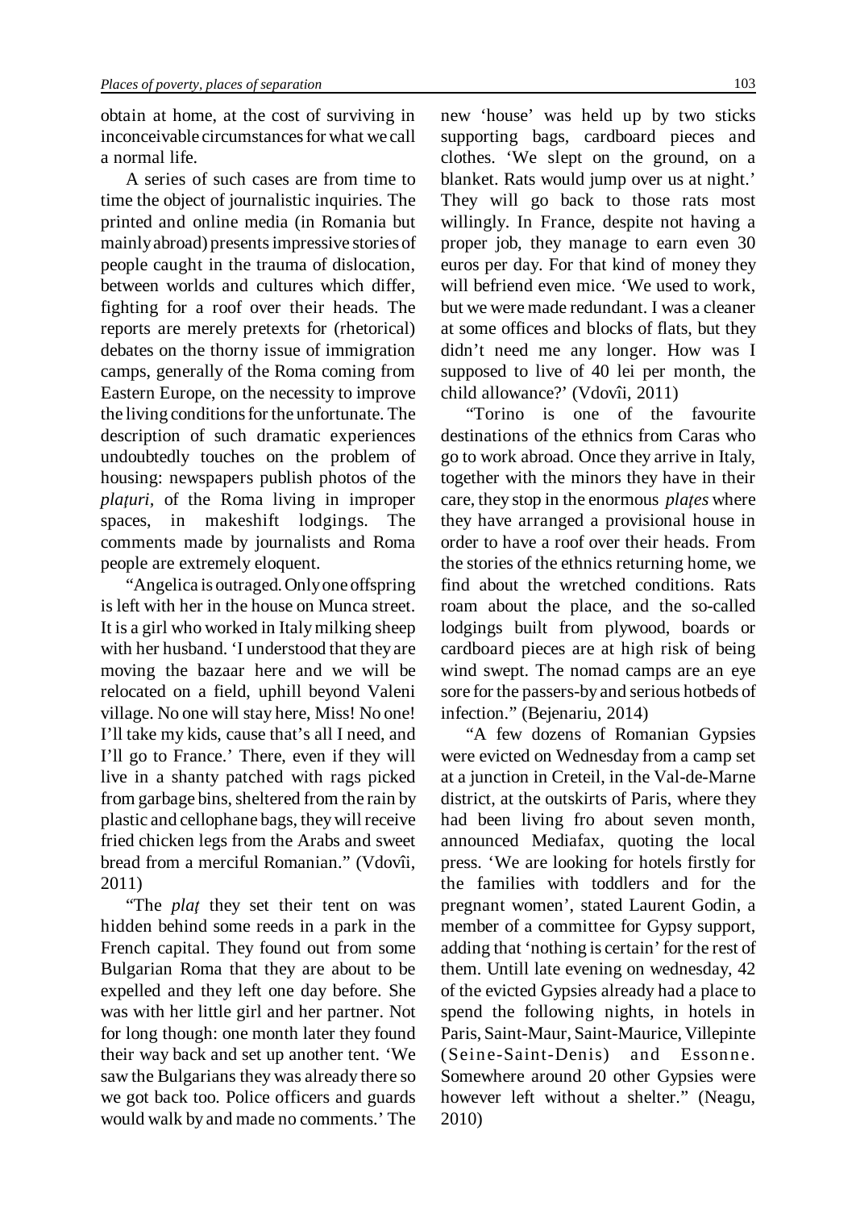obtain at home, at the cost of surviving in inconceivable circumstances for what we call a normal life.

A series of such cases are from time to time the object of journalistic inquiries. The printed and online media (in Romania but mainly abroad) presents impressive stories of people caught in the trauma of dislocation, between worlds and cultures which differ, fighting for a roof over their heads. The reports are merely pretexts for (rhetorical) debates on the thorny issue of immigration camps, generally of the Roma coming from Eastern Europe, on the necessity to improve the living conditions for the unfortunate. The description of such dramatic experiences undoubtedly touches on the problem of housing: newspapers publish photos of the *plaţuri*, of the Roma living in improper spaces, in makeshift lodgings. The comments made by journalists and Roma people are extremely eloquent.

"Angelica is outraged. Only one offspring is left with her in the house on Munca street. It is a girl who worked in Italy milking sheep with her husband. 'I understood that they are moving the bazaar here and we will be relocated on a field, uphill beyond Valeni village. No one will stay here, Miss! No one! I'll take my kids, cause that's all I need, and I'll go to France.' There, even if they will live in a shanty patched with rags picked from garbage bins, sheltered from the rain by plastic and cellophane bags, they will receive fried chicken legs from the Arabs and sweet bread from a merciful Romanian." (Vdovîi, 2011)

"The *plaţ* they set their tent on was hidden behind some reeds in a park in the French capital. They found out from some Bulgarian Roma that they are about to be expelled and they left one day before. She was with her little girl and her partner. Not for long though: one month later they found their way back and set up another tent. 'We saw the Bulgarians they was already there so we got back too. Police officers and guards would walk by and made no comments.' The new 'house' was held up by two sticks supporting bags, cardboard pieces and clothes. 'We slept on the ground, on a blanket. Rats would jump over us at night.' They will go back to those rats most willingly. In France, despite not having a proper job, they manage to earn even 30 euros per day. For that kind of money they will befriend even mice. 'We used to work, but we were made redundant. I was a cleaner at some offices and blocks of flats, but they didn't need me any longer. How was I supposed to live of 40 lei per month, the child allowance?' (Vdovîi, 2011)

"Torino is one of the favourite destinations of the ethnics from Caras who go to work abroad. Once they arrive in Italy, together with the minors they have in their care, they stop in the enormous *plaţes* where they have arranged a provisional house in order to have a roof over their heads. From the stories of the ethnics returning home, we find about the wretched conditions. Rats roam about the place, and the so-called lodgings built from plywood, boards or cardboard pieces are at high risk of being wind swept. The nomad camps are an eye sore for the passers-by and serious hotbeds of infection." (Bejenariu, 2014)

"A few dozens of Romanian Gypsies were evicted on Wednesday from a camp set at a junction in Creteil, in the Val-de-Marne district, at the outskirts of Paris, where they had been living fro about seven month, announced Mediafax, quoting the local press. 'We are looking for hotels firstly for the families with toddlers and for the pregnant women', stated Laurent Godin, a member of a committee for Gypsy support, adding that 'nothing is certain' for the rest of them. Untill late evening on wednesday, 42 of the evicted Gypsies already had a place to spend the following nights, in hotels in Paris, Saint-Maur, Saint-Maurice, Villepinte (Seine-Saint-Denis) and Essonne. Somewhere around 20 other Gypsies were however left without a shelter." (Neagu, 2010)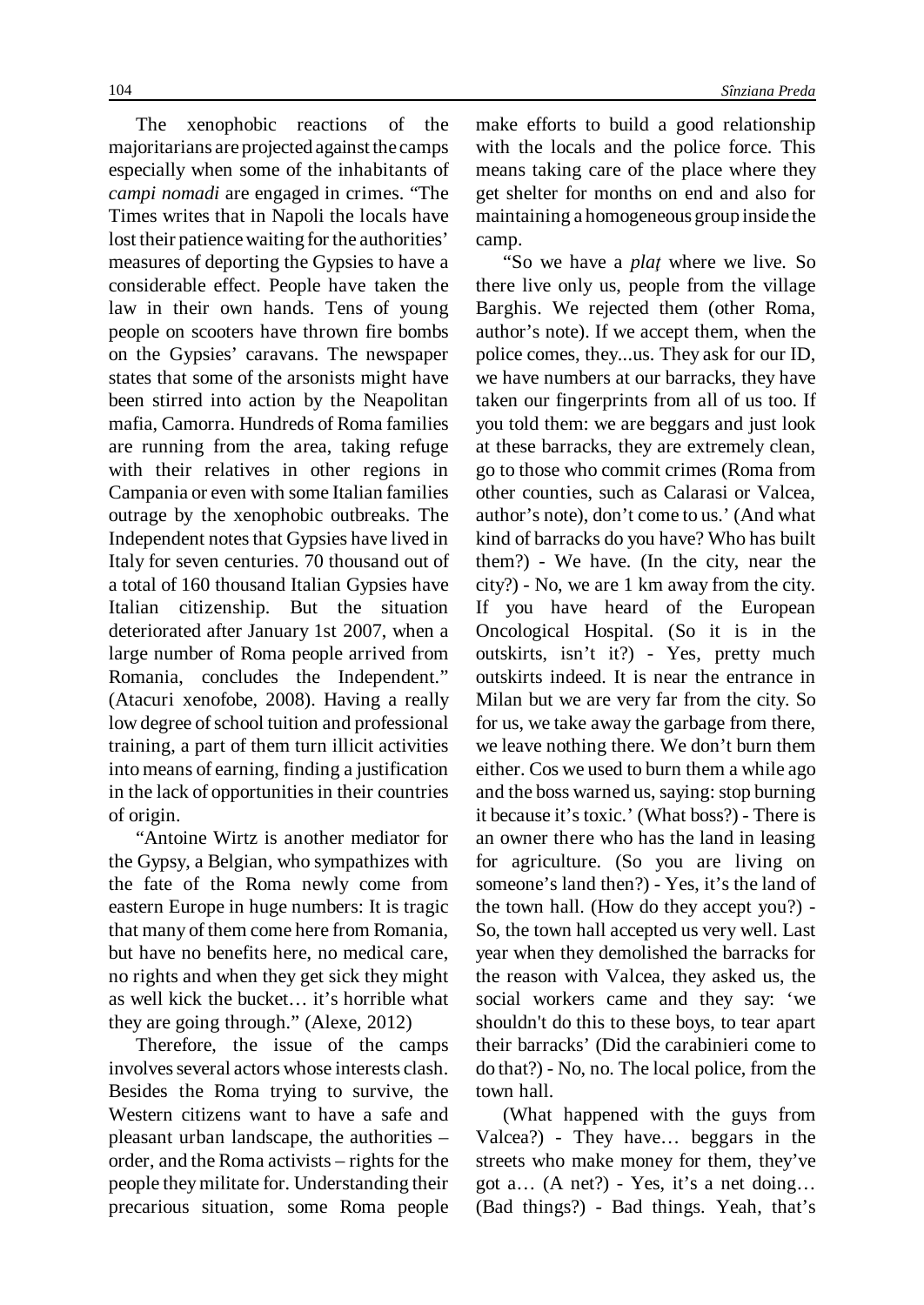The xenophobic reactions of the majoritarians are projected against the camps especially when some of the inhabitants of *campi nomadi* are engaged in crimes. "The Times writes that in Napoli the locals have lost their patience waiting for the authorities' measures of deporting the Gypsies to have a considerable effect. People have taken the law in their own hands. Tens of young people on scooters have thrown fire bombs on the Gypsies' caravans. The newspaper states that some of the arsonists might have been stirred into action by the Neapolitan mafia, Camorra. Hundreds of Roma families are running from the area, taking refuge with their relatives in other regions in Campania or even with some Italian families outrage by the xenophobic outbreaks. The Independent notes that Gypsies have lived in Italy for seven centuries. 70 thousand out of a total of 160 thousand Italian Gypsies have Italian citizenship. But the situation deteriorated after January 1st 2007, when a large number of Roma people arrived from Romania, concludes the Independent." (Atacuri xenofobe, 2008). Having a really low degree of school tuition and professional training, a part of them turn illicit activities into means of earning, finding a justification in the lack of opportunities in their countries of origin.

"Antoine Wirtz is another mediator for the Gypsy, a Belgian, who sympathizes with the fate of the Roma newly come from eastern Europe in huge numbers: It is tragic that many of them come here from Romania, but have no benefits here, no medical care, no rights and when they get sick they might as well kick the bucket… it's horrible what they are going through." (Alexe, 2012)

Therefore, the issue of the camps involves several actors whose interests clash. Besides the Roma trying to survive, the Western citizens want to have a safe and pleasant urban landscape, the authorities – order, and the Roma activists – rights for the people they militate for. Understanding their precarious situation, some Roma people make efforts to build a good relationship with the locals and the police force. This means taking care of the place where they get shelter for months on end and also for maintaining a homogeneous group inside the camp.

"So we have a *plaţ* where we live. So there live only us, people from the village Barghis. We rejected them (other Roma, author's note). If we accept them, when the police comes, they...us. They ask for our ID, we have numbers at our barracks, they have taken our fingerprints from all of us too. If you told them: we are beggars and just look at these barracks, they are extremely clean, go to those who commit crimes (Roma from other counties, such as Calarasi or Valcea, author's note), don't come to us.' (And what kind of barracks do you have? Who has built them?) - We have. (In the city, near the city?) - No, we are 1 km away from the city. If you have heard of the European Oncological Hospital. (So it is in the outskirts, isn't it?) - Yes, pretty much outskirts indeed. It is near the entrance in Milan but we are very far from the city. So for us, we take away the garbage from there, we leave nothing there. We don't burn them either. Cos we used to burn them a while ago and the boss warned us, saying: stop burning it because it's toxic.' (What boss?) - There is an owner there who has the land in leasing for agriculture. (So you are living on someone's land then?) - Yes, it's the land of the town hall. (How do they accept you?) - So, the town hall accepted us very well. Last year when they demolished the barracks for the reason with Valcea, they asked us, the social workers came and they say: 'we shouldn't do this to these boys, to tear apart their barracks' (Did the carabinieri come to do that?) - No, no. The local police, from the town hall.

(What happened with the guys from Valcea?) - They have… beggars in the streets who make money for them, they've got a… (A net?) - Yes, it's a net doing… (Bad things?) - Bad things. Yeah, that's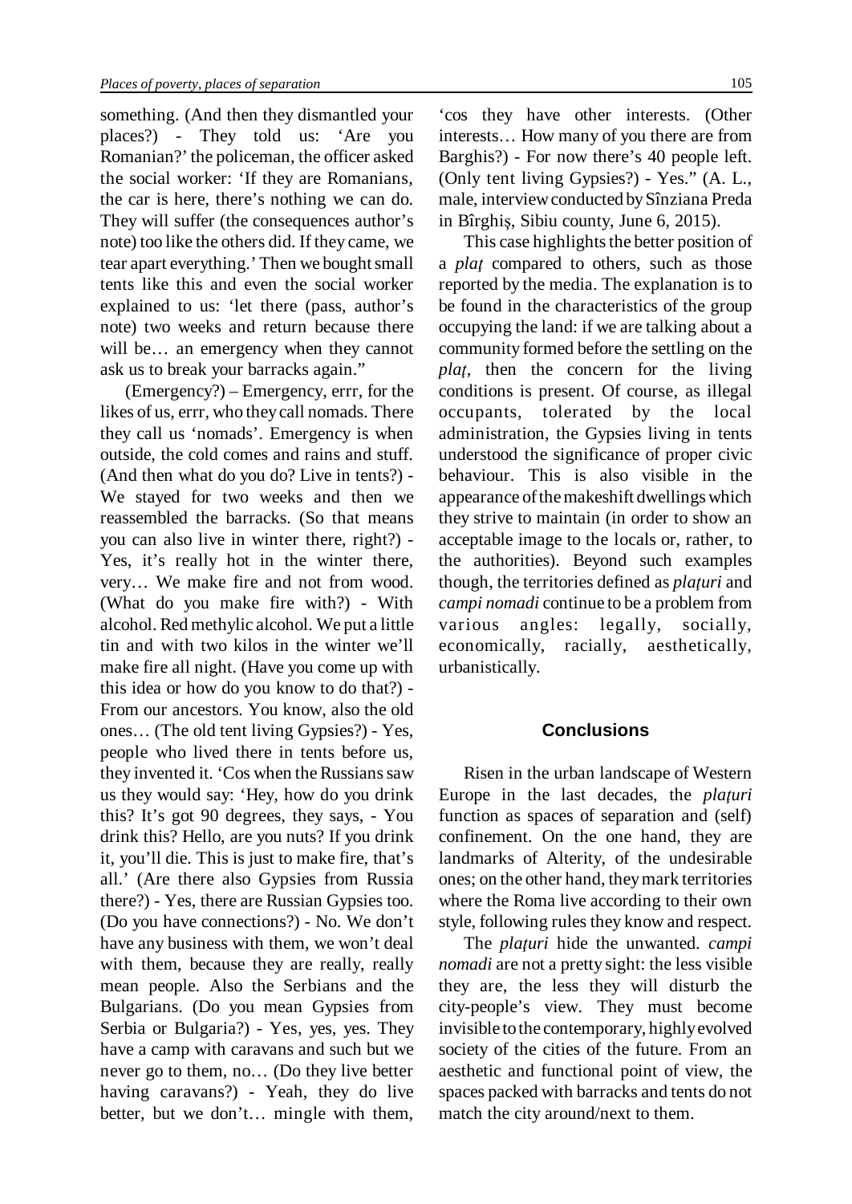something. (And then they dismantled your places?) - They told us: 'Are you Romanian?' the policeman, the officer asked the social worker: 'If they are Romanians, the car is here, there's nothing we can do. They will suffer (the consequences author's note) too like the others did. If they came, we tear apart everything.' Then we bought small tents like this and even the social worker explained to us: 'let there (pass, author's note) two weeks and return because there will be… an emergency when they cannot ask us to break your barracks again."

(Emergency?) – Emergency, errr, for the likes of us, errr, who they call nomads. There they call us 'nomads'. Emergency is when outside, the cold comes and rains and stuff. (And then what do you do? Live in tents?) - We stayed for two weeks and then we reassembled the barracks. (So that means you can also live in winter there, right?) - Yes, it's really hot in the winter there, very… We make fire and not from wood. (What do you make fire with?) - With alcohol. Red methylic alcohol. We put a little tin and with two kilos in the winter we'll make fire all night. (Have you come up with this idea or how do you know to do that?) - From our ancestors. You know, also the old ones… (The old tent living Gypsies?) - Yes, people who lived there in tents before us, they invented it. 'Cos when the Russians saw us they would say: 'Hey, how do you drink this? It's got 90 degrees, they says, - You drink this? Hello, are you nuts? If you drink it, you'll die. This is just to make fire, that's all.' (Are there also Gypsies from Russia there?) - Yes, there are Russian Gypsies too. (Do you have connections?) - No. We don't have any business with them, we won't deal with them, because they are really, really mean people. Also the Serbians and the Bulgarians. (Do you mean Gypsies from Serbia or Bulgaria?) - Yes, yes, yes. They have a camp with caravans and such but we never go to them, no… (Do they live better having caravans?) - Yeah, they do live better, but we don't… mingle with them, 'cos they have other interests. (Other interests… How many of you there are from Barghis?) - For now there's 40 people left. (Only tent living Gypsies?) - Yes." (A. L., male, interview conducted by Sînziana Preda in Bîrghiș, Sibiu county, June 6, 2015).

This case highlights the better position of a *plaț* compared to others, such as those reported by the media. The explanation is to be found in the characteristics of the group occupying the land: if we are talking about a community formed before the settling on the *plaț*, then the concern for the living conditions is present. Of course, as illegal occupants, tolerated by the local administration, the Gypsies living in tents understood the significance of proper civic behaviour. This is also visible in the appearance of the makeshift dwellings which they strive to maintain (in order to show an acceptable image to the locals or, rather, to the authorities). Beyond such examples though, the territories defined as *plațuri* and *campi nomadi* continue to be a problem from various angles: legally, socially, economically, racially, aesthetically, urbanistically.

## Conclusions

Risen in the urban landscape of Western Europe in the last decades, the *plațuri* function as spaces of separation and (self) confinement. On the one hand, they are landmarks of Alterity, of the undesirable ones; on the other hand, they mark territories where the Roma live according to their own style, following rules they know and respect.

The *plațuri* hide the unwanted. *campi nomadi* are not a pretty sight: the less visible they are, the less they will disturb the city-people's view. They must become invisible to the contemporary, highly evolved society of the cities of the future. From an aesthetic and functional point of view, the spaces packed with barracks and tents do not match the city around/next to them.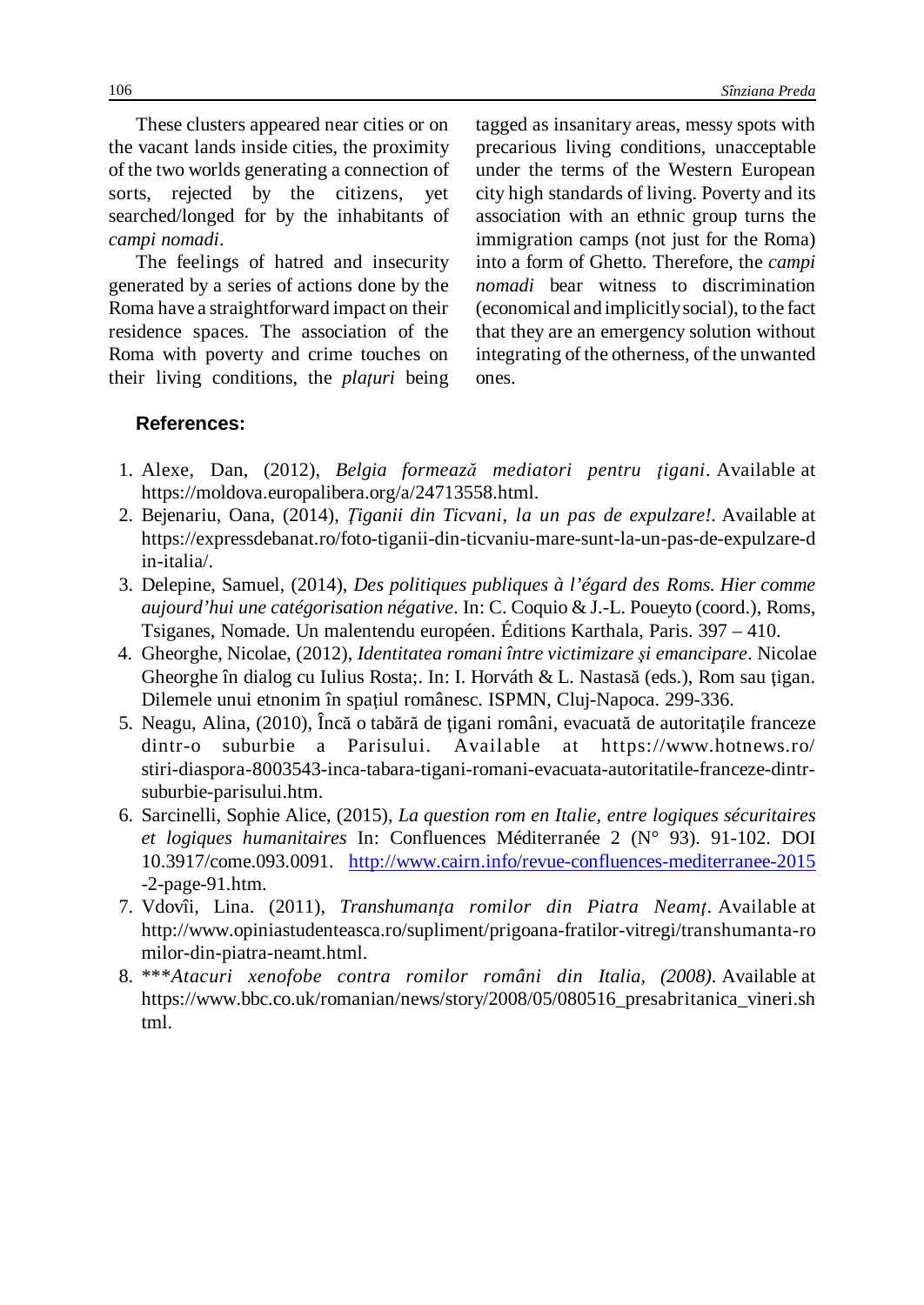These clusters appeared near cities or on the vacant lands inside cities, the proximity of the two worlds generating a connection of sorts, rejected by the citizens, yet searched/longed for by the inhabitants of *campi nomadi*.

The feelings of hatred and insecurity generated by a series of actions done by the Roma have a straightforward impact on their residence spaces. The association of the Roma with poverty and crime touches on their living conditions, the *plațuri* being tagged as insanitary areas, messy spots with precarious living conditions, unacceptable under the terms of the Western European city high standards of living. Poverty and its association with an ethnic group turns the immigration camps (not just for the Roma) into a form of Ghetto. Therefore, the *campi nomadi* bear witness to discrimination (economical and implicitly social), to the fact that they are an emergency solution without integrating of the otherness, of the unwanted ones.

**References:**

1. Alexe, Dan, (2012), *Belgia formează mediatori pentru țigani*. Available at https://moldova.europalibera.org/a/24713558.html.
2. Bejenariu, Oana, (2014), *Țiganii din Ticvani, la un pas de expulzare!*. Available at https://expressdebanat.ro/foto-tiganii-din-ticvaniu-mare-sunt-la-un-pas-de-expulzare-din-italia/.
3. Delepine, Samuel, (2014), *Des politiques publiques à l'égard des Roms. Hier comme aujourd'hui une catégorisation négative*. In: C. Coquio & J.-L. Poueyto (coord.), Roms, Tsiganes, Nomade. Un malentendu européen. Éditions Karthala, Paris. 397 – 410.
4. Gheorghe, Nicolae, (2012), *Identitatea romani între victimizare și emancipare*. Nicolae Gheorghe în dialog cu Iulius Rosta;. In: I. Horváth & L. Nastasă (eds.), Rom sau țigan. Dilemele unui etnonim în spațiul românesc. ISPMN, Cluj-Napoca. 299-336.
5. Neagu, Alina, (2010), Încă o tabără de țigani români, evacuată de autoritațile franceze dintr-o suburbie a Parisului. Available at https://www.hotnews.ro/stiri-diaspora-8003543-inca-tabara-tigani-romani-evacuata-autoritatile-franceze-dintr-suburbie-parisului.htm.
6. Sarcinelli, Sophie Alice, (2015), *La question rom en Italie, entre logiques sécuritaires et logiques humanitaires* In: Confluences Méditerranée 2 (N° 93). 91-102. DOI 10.3917/come.093.0091. http://www.cairn.info/revue-confluences-mediterranee-2015-2-page-91.htm.
7. Vdovîi, Lina. (2011), *Transhumanța romilor din Piatra Neamț*. Available at http://www.opiniastudenteasca.ro/supliment/prigoana-fratilor-vitregi/transhumanta-romilor-din-piatra-neamt.html.
8. \*\*\**Atacuri xenofobe contra romilor români din Italia, (2008)*. Available at https://www.bbc.co.uk/romanian/news/story/2008/05/080516_presabritanica_vineri.shtml.